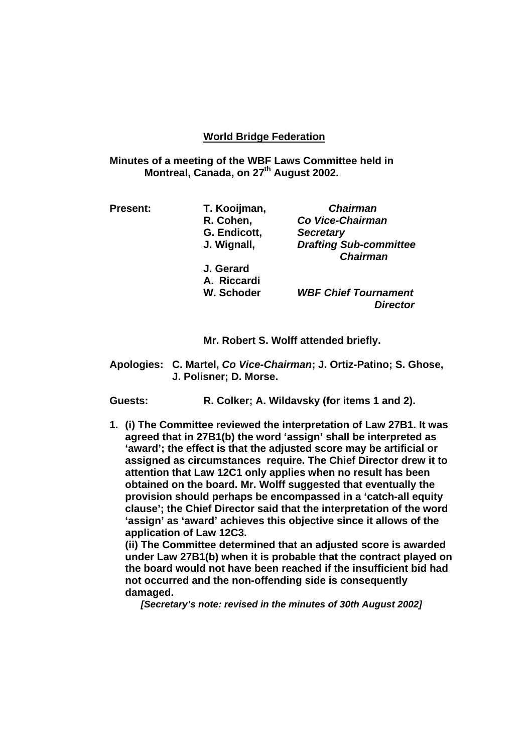# World Bridge Federation

**Minutes of a meeting of the WBF Laws Committee held in Montreal, Canada, on 27th August 2002.**

| | | |
|---|---|---|
| **Present:** | **T. Kooijman,** | ***Chairman*** |
| | **R. Cohen,** | ***Co Vice-Chairman*** |
| | **G. Endicott,** | ***Secretary*** |
| | **J. Wignall,** | ***Drafting Sub-committee Chairman*** |
| | **J. Gerard** | |
| | **A. Riccardi** | |
| | **W. Schoder** | ***WBF Chief Tournament Director*** |

**Mr. Robert S. Wolff attended briefly.**

**Apologies: C. Martel, *Co Vice-Chairman*; J. Ortiz-Patino; S. Ghose, J. Polisner; D. Morse.**

**Guests: R. Colker; A. Wildavsky (for items 1 and 2).**

1. **(i) The Committee reviewed the interpretation of Law 27B1. It was agreed that in 27B1(b) the word 'assign' shall be interpreted as 'award'; the effect is that the adjusted score may be artificial or assigned as circumstances require. The Chief Director drew it to attention that Law 12C1 only applies when no result has been obtained on the board. Mr. Wolff suggested that eventually the provision should perhaps be encompassed in a 'catch-all equity clause'; the Chief Director said that the interpretation of the word 'assign' as 'award' achieves this objective since it allows of the application of Law 12C3.**
   **(ii) The Committee determined that an adjusted score is awarded under Law 27B1(b) when it is probable that the contract played on the board would not have been reached if the insufficient bid had not occurred and the non-offending side is consequently damaged.**
   ***[Secretary's note: revised in the minutes of 30th August 2002]***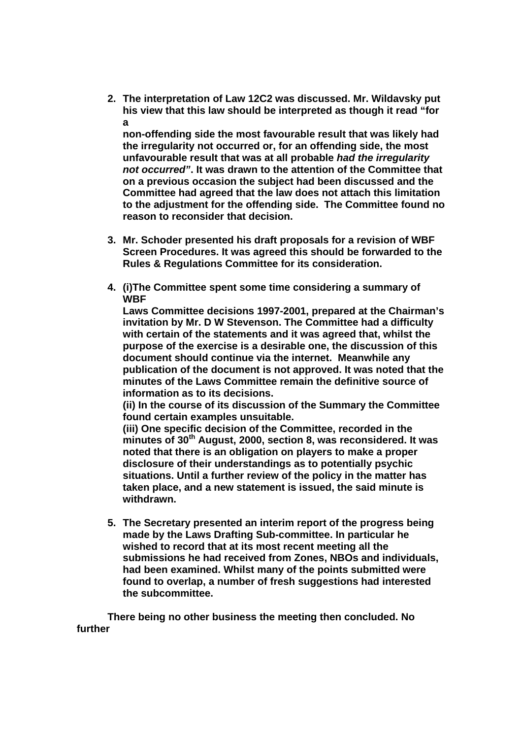2. **The interpretation of Law 12C2 was discussed. Mr. Wildavsky put his view that this law should be interpreted as though it read "for a non-offending side the most favourable result that was likely had the irregularity not occurred or, for an offending side, the most unfavourable result that was at all probable *had the irregularity not occurred*". It was drawn to the attention of the Committee that on a previous occasion the subject had been discussed and the Committee had agreed that the law does not attach this limitation to the adjustment for the offending side. The Committee found no reason to reconsider that decision.**

3. **Mr. Schoder presented his draft proposals for a revision of WBF Screen Procedures. It was agreed this should be forwarded to the Rules & Regulations Committee for its consideration.**

4. **(i)The Committee spent some time considering a summary of WBF Laws Committee decisions 1997-2001, prepared at the Chairman's invitation by Mr. D W Stevenson. The Committee had a difficulty with certain of the statements and it was agreed that, whilst the purpose of the exercise is a desirable one, the discussion of this document should continue via the internet. Meanwhile any publication of the document is not approved. It was noted that the minutes of the Laws Committee remain the definitive source of information as to its decisions.**
   **(ii) In the course of its discussion of the Summary the Committee found certain examples unsuitable.**
   **(iii) One specific decision of the Committee, recorded in the minutes of 30th August, 2000, section 8, was reconsidered. It was noted that there is an obligation on players to make a proper disclosure of their understandings as to potentially psychic situations. Until a further review of the policy in the matter has taken place, and a new statement is issued, the said minute is withdrawn.**

5. **The Secretary presented an interim report of the progress being made by the Laws Drafting Sub-committee. In particular he wished to record that at its most recent meeting all the submissions he had received from Zones, NBOs and individuals, had been examined. Whilst many of the points submitted were found to overlap, a number of fresh suggestions had interested the subcommittee.**

**There being no other business the meeting then concluded. No further**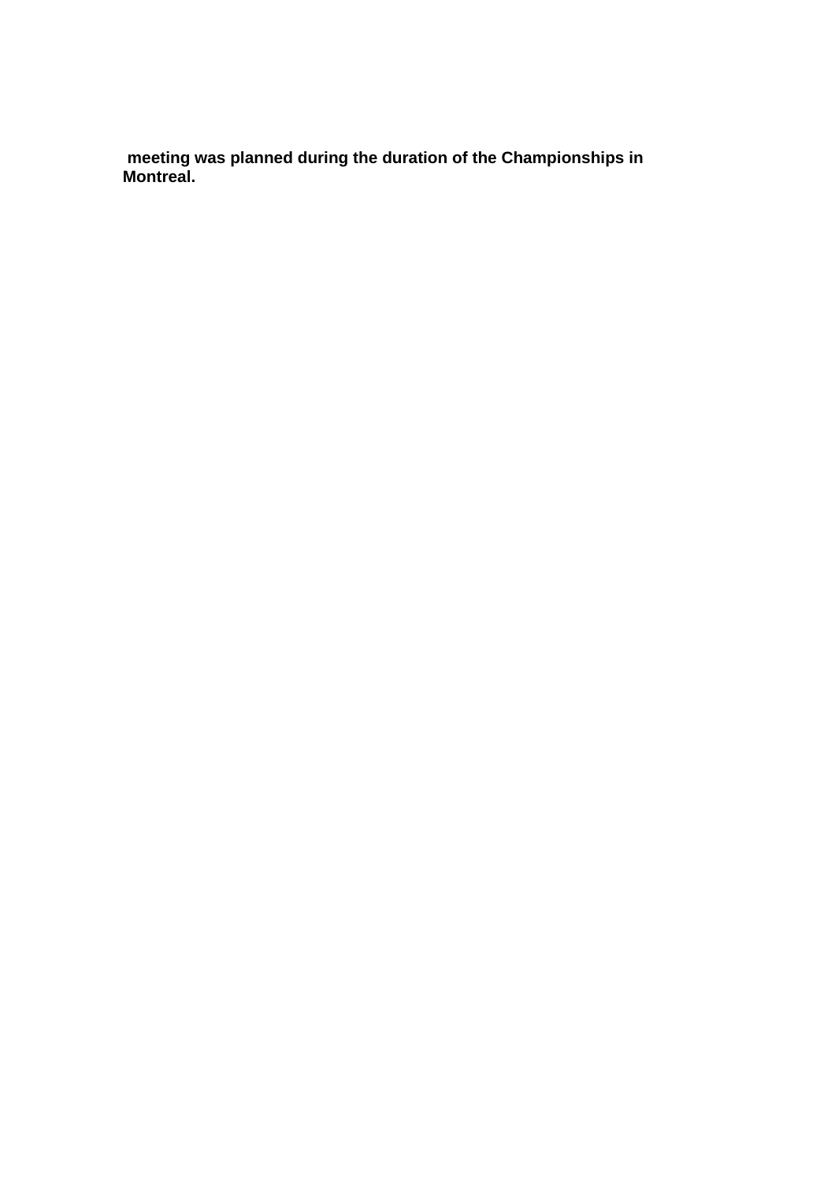**meeting was planned during the duration of the Championships in Montreal.**